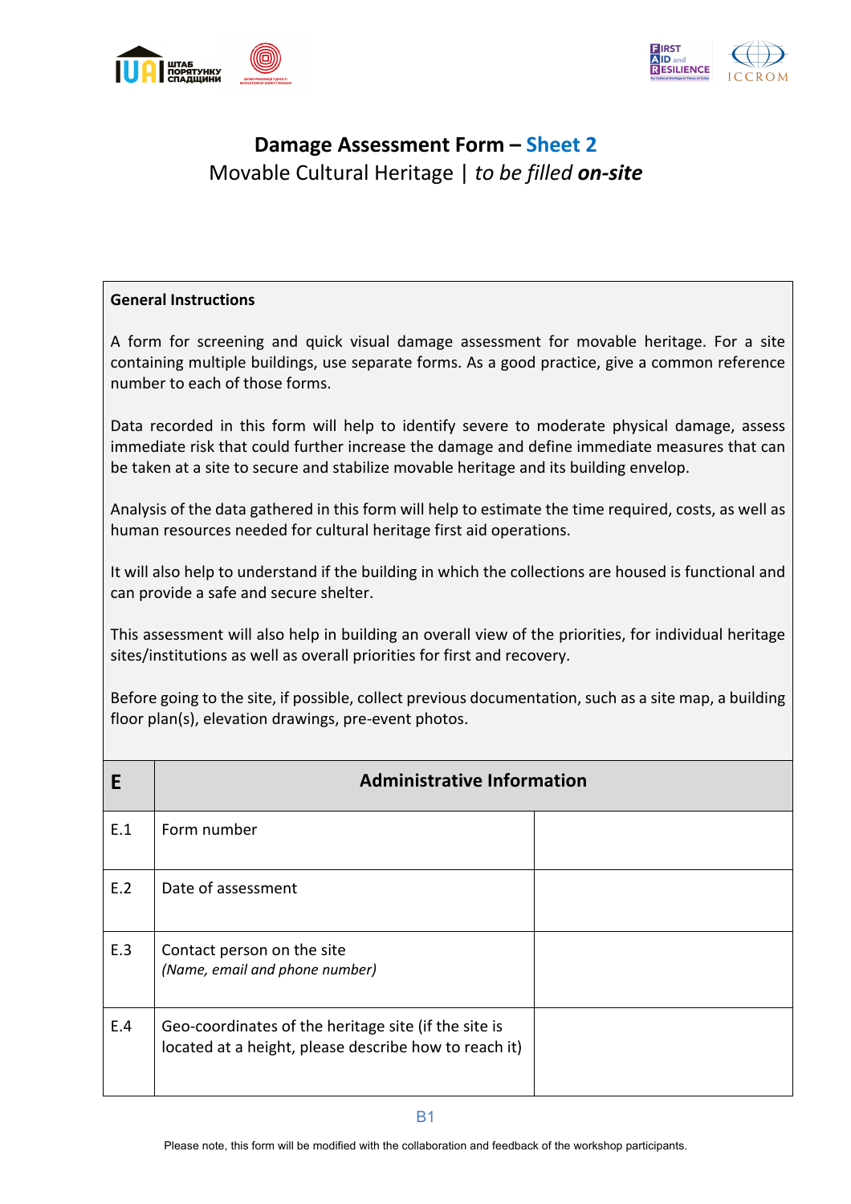# Damage Assessment Form – Sheet 2

Movable Cultural Heritage | *to be filled* ***on-site***

**General Instructions**

A form for screening and quick visual damage assessment for movable heritage. For a site containing multiple buildings, use separate forms. As a good practice, give a common reference number to each of those forms.

Data recorded in this form will help to identify severe to moderate physical damage, assess immediate risk that could further increase the damage and define immediate measures that can be taken at a site to secure and stabilize movable heritage and its building envelop.

Analysis of the data gathered in this form will help to estimate the time required, costs, as well as human resources needed for cultural heritage first aid operations.

It will also help to understand if the building in which the collections are housed is functional and can provide a safe and secure shelter.

This assessment will also help in building an overall view of the priorities, for individual heritage sites/institutions as well as overall priorities for first and recovery.

Before going to the site, if possible, collect previous documentation, such as a site map, a building floor plan(s), elevation drawings, pre-event photos.

| **E** | **Administrative Information** | |
|---|---|---|
| E.1 | Form number | |
| E.2 | Date of assessment | |
| E.3 | Contact person on the site *(Name, email and phone number)* | |
| E.4 | Geo-coordinates of the heritage site (if the site is located at a height, please describe how to reach it) | |

B1

Please note, this form will be modified with the collaboration and feedback of the workshop participants.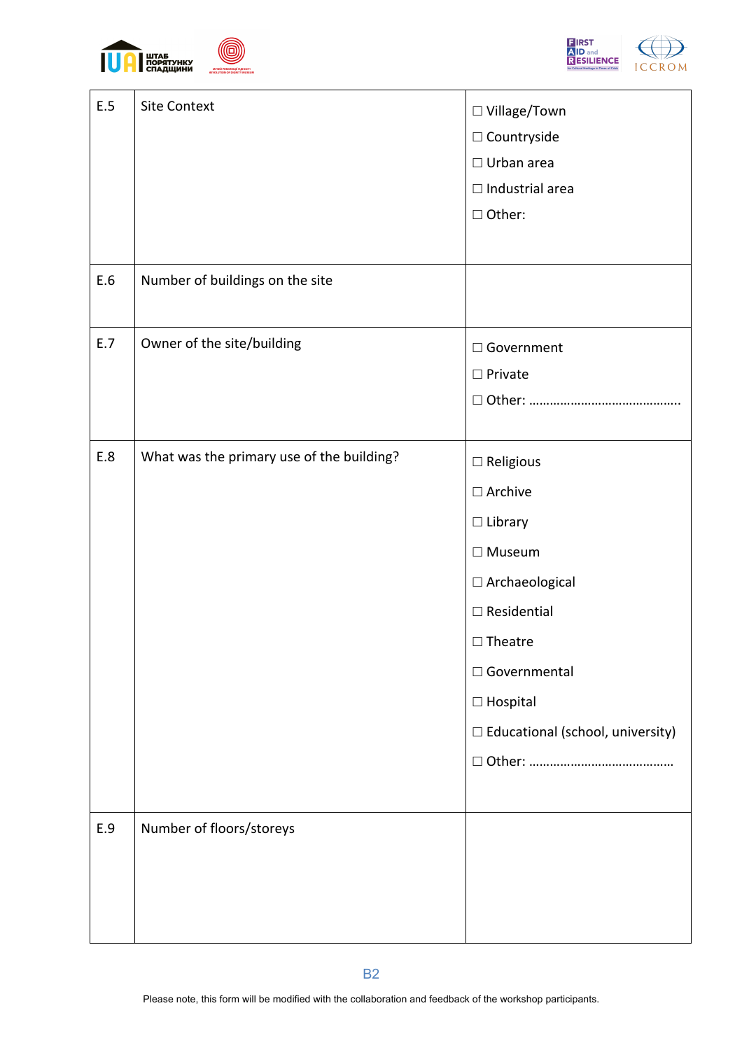| | | |
|---|---|---|
| E.5 | Site Context | ☐ Village/Town<br>☐ Countryside<br>☐ Urban area<br>☐ Industrial area<br>☐ Other: |
| E.6 | Number of buildings on the site | |
| E.7 | Owner of the site/building | ☐ Government<br>☐ Private<br>☐ Other: ……………………………………. |
| E.8 | What was the primary use of the building? | ☐ Religious<br>☐ Archive<br>☐ Library<br>☐ Museum<br>☐ Archaeological<br>☐ Residential<br>☐ Theatre<br>☐ Governmental<br>☐ Hospital<br>☐ Educational (school, university)<br>☐ Other: ………………………………… |
| E.9 | Number of floors/storeys | |

B2

Please note, this form will be modified with the collaboration and feedback of the workshop participants.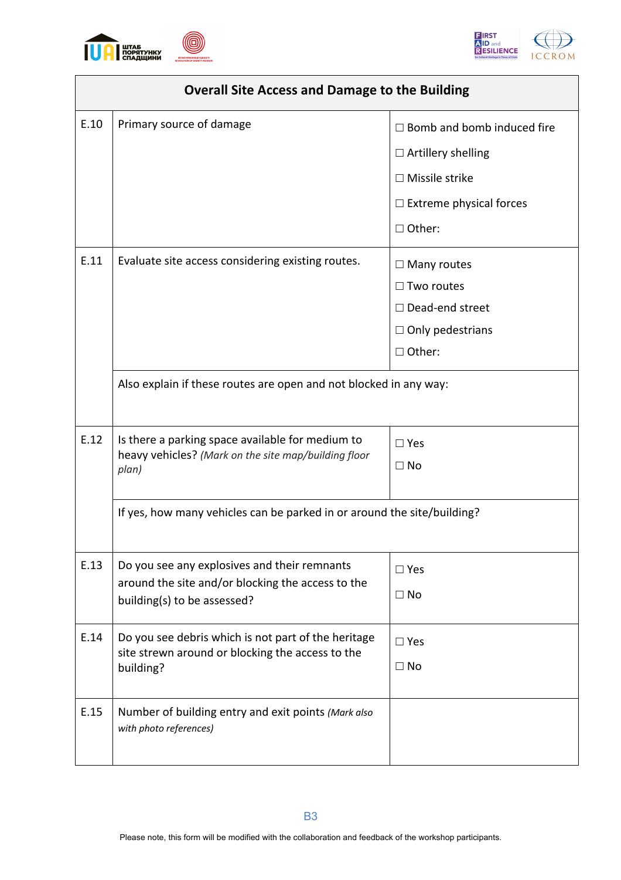| Overall Site Access and Damage to the Building | | |
|---|---|---|
| E.10 | Primary source of damage | ☐ Bomb and bomb induced fire<br>☐ Artillery shelling<br>☐ Missile strike<br>☐ Extreme physical forces<br>☐ Other: |
| E.11 | Evaluate site access considering existing routes. | ☐ Many routes<br>☐ Two routes<br>☐ Dead-end street<br>☐ Only pedestrians<br>☐ Other: |
| | Also explain if these routes are open and not blocked in any way: | |
| E.12 | Is there a parking space available for medium to heavy vehicles? *(Mark on the site map/building floor plan)* | ☐ Yes<br>☐ No |
| | If yes, how many vehicles can be parked in or around the site/building? | |
| E.13 | Do you see any explosives and their remnants around the site and/or blocking the access to the building(s) to be assessed? | ☐ Yes<br>☐ No |
| E.14 | Do you see debris which is not part of the heritage site strewn around or blocking the access to the building? | ☐ Yes<br>☐ No |
| E.15 | Number of building entry and exit points *(Mark also with photo references)* | |

B3

Please note, this form will be modified with the collaboration and feedback of the workshop participants.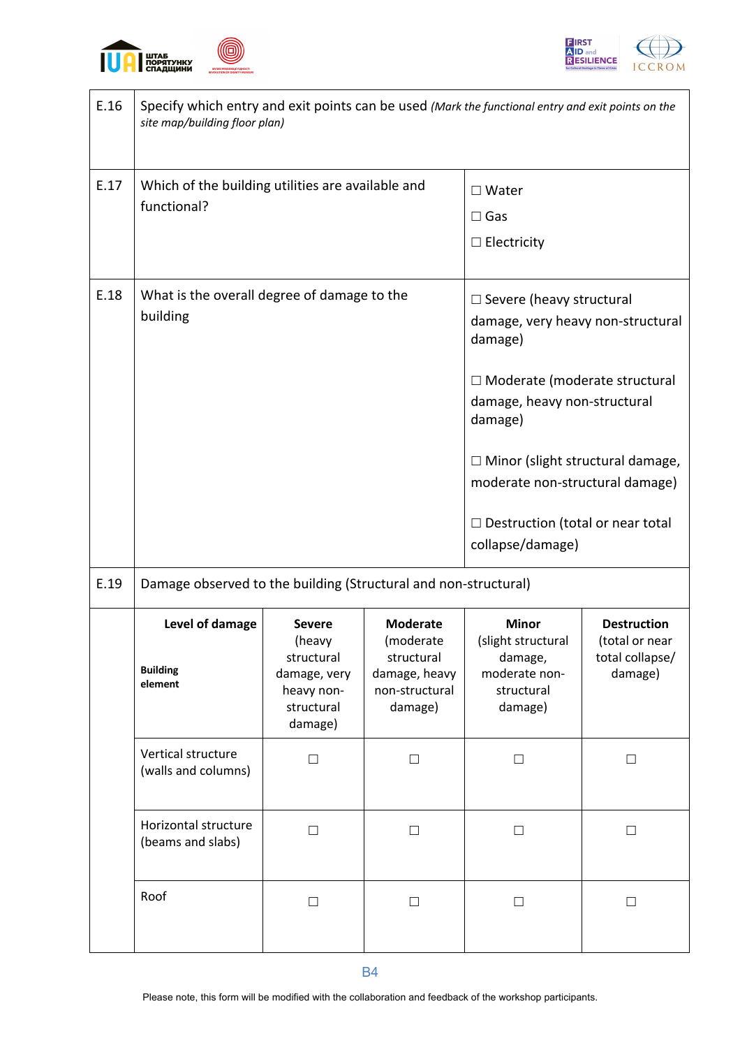| | | |
|---|---|---|
| E.16 | Specify which entry and exit points can be used *(Mark the functional entry and exit points on the site map/building floor plan)* | |
| E.17 | Which of the building utilities are available and functional? | ☐ Water<br>☐ Gas<br>☐ Electricity |
| E.18 | What is the overall degree of damage to the building | ☐ Severe (heavy structural damage, very heavy non-structural damage)<br><br>☐ Moderate (moderate structural damage, heavy non-structural damage)<br><br>☐ Minor (slight structural damage, moderate non-structural damage)<br><br>☐ Destruction (total or near total collapse/damage) |
| E.19 | Damage observed to the building (Structural and non-structural) | |

| **Level of damage**<br><br>**Building element** | **Severe** (heavy structural damage, very heavy non-structural damage) | **Moderate** (moderate structural damage, heavy non-structural damage) | **Minor** (slight structural damage, moderate non-structural damage) | **Destruction** (total or near total collapse/ damage) |
|---|---|---|---|---|
| Vertical structure (walls and columns) | ☐ | ☐ | ☐ | ☐ |
| Horizontal structure (beams and slabs) | ☐ | ☐ | ☐ | ☐ |
| Roof | ☐ | ☐ | ☐ | ☐ |

Please note, this form will be modified with the collaboration and feedback of the workshop participants.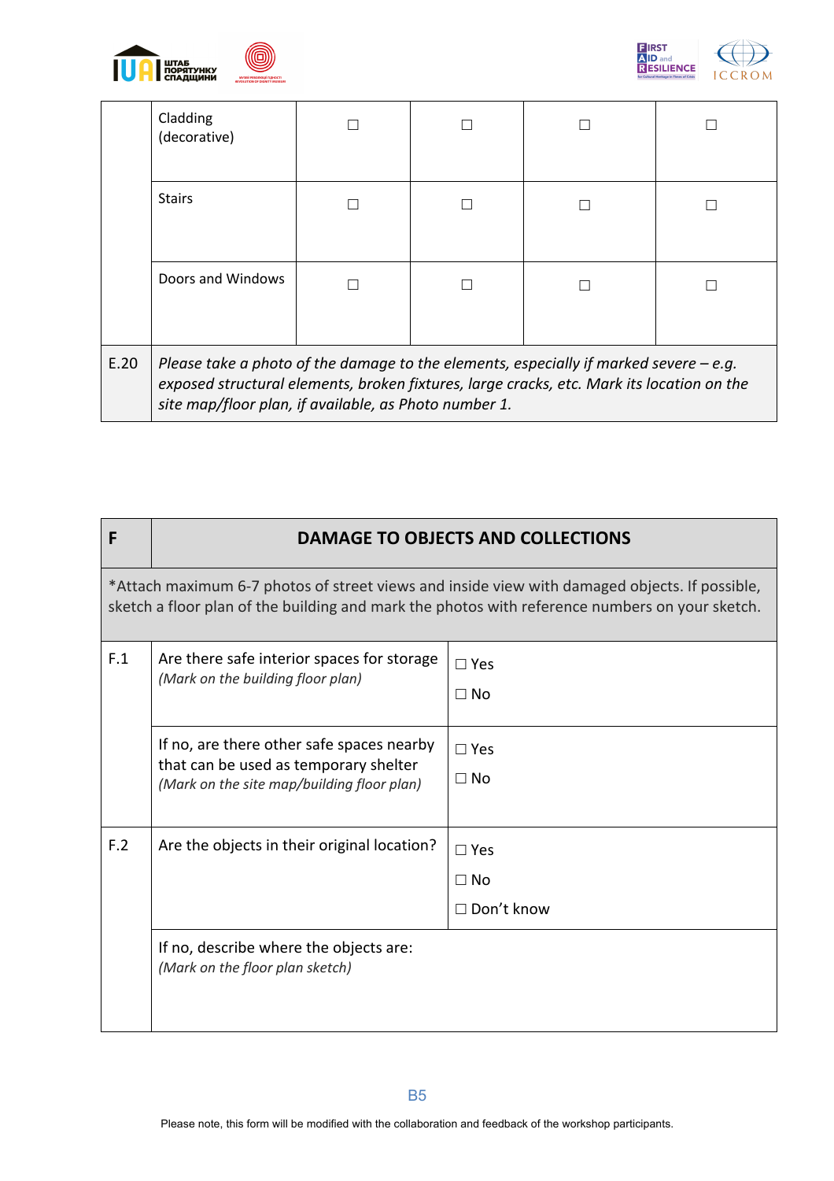| | | | | | |
|---|---|---|---|---|---|
| | Cladding (decorative) | ☐ | ☐ | ☐ | ☐ |
| | Stairs | ☐ | ☐ | ☐ | ☐ |
| | Doors and Windows | ☐ | ☐ | ☐ | ☐ |
| E.20 | *Please take a photo of the damage to the elements, especially if marked severe – e.g. exposed structural elements, broken fixtures, large cracks, etc. Mark its location on the site map/floor plan, if available, as Photo number 1.* | | | | |

| F | DAMAGE TO OBJECTS AND COLLECTIONS | |
|---|---|---|
| *Attach maximum 6-7 photos of street views and inside view with damaged objects. If possible, sketch a floor plan of the building and mark the photos with reference numbers on your sketch. | | |
| F.1 | Are there safe interior spaces for storage *(Mark on the building floor plan)* | ☐ Yes<br>☐ No |
| | If no, are there other safe spaces nearby that can be used as temporary shelter *(Mark on the site map/building floor plan)* | ☐ Yes<br>☐ No |
| F.2 | Are the objects in their original location? | ☐ Yes<br>☐ No<br>☐ Don't know |
| | If no, describe where the objects are: *(Mark on the floor plan sketch)* | |

Please note, this form will be modified with the collaboration and feedback of the workshop participants.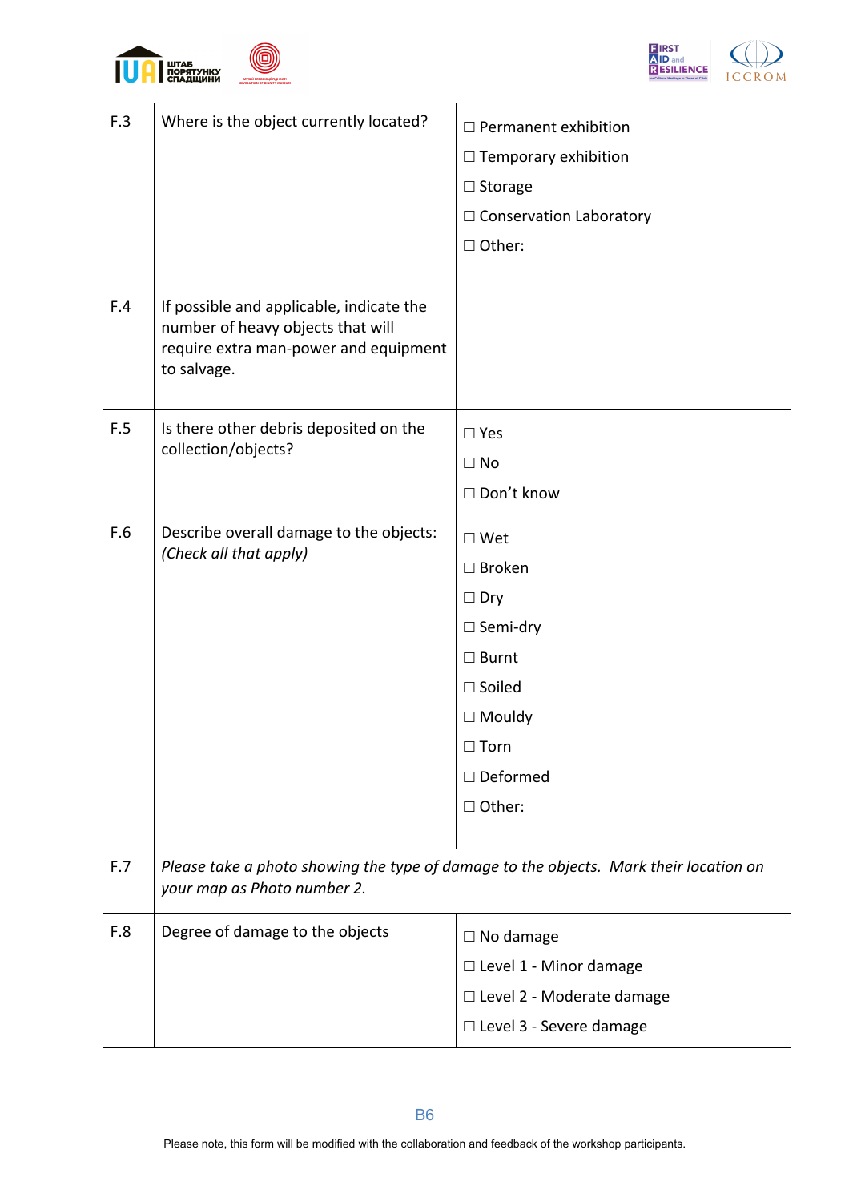| | | |
|---|---|---|
| F.3 | Where is the object currently located? | ☐ Permanent exhibition<br>☐ Temporary exhibition<br>☐ Storage<br>☐ Conservation Laboratory<br>☐ Other: |
| F.4 | If possible and applicable, indicate the number of heavy objects that will require extra man-power and equipment to salvage. | |
| F.5 | Is there other debris deposited on the collection/objects? | ☐ Yes<br>☐ No<br>☐ Don't know |
| F.6 | Describe overall damage to the objects: *(Check all that apply)* | ☐ Wet<br>☐ Broken<br>☐ Dry<br>☐ Semi-dry<br>☐ Burnt<br>☐ Soiled<br>☐ Mouldy<br>☐ Torn<br>☐ Deformed<br>☐ Other: |
| F.7 | *Please take a photo showing the type of damage to the objects. Mark their location on your map as Photo number 2.* | |
| F.8 | Degree of damage to the objects | ☐ No damage<br>☐ Level 1 - Minor damage<br>☐ Level 2 - Moderate damage<br>☐ Level 3 - Severe damage |

B6

Please note, this form will be modified with the collaboration and feedback of the workshop participants.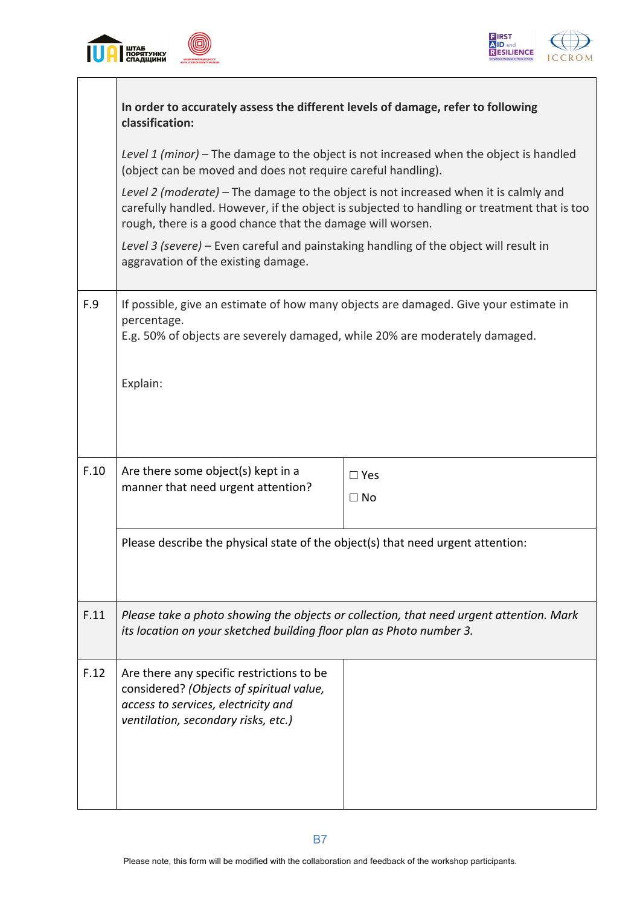| | | |
|---|---|---|
| | **In order to accurately assess the different levels of damage, refer to following classification:**<br><br>*Level 1 (minor)* – The damage to the object is not increased when the object is handled (object can be moved and does not require careful handling).<br><br>*Level 2 (moderate)* – The damage to the object is not increased when it is calmly and carefully handled. However, if the object is subjected to handling or treatment that is too rough, there is a good chance that the damage will worsen.<br><br>*Level 3 (severe)* – Even careful and painstaking handling of the object will result in aggravation of the existing damage. | |
| F.9 | If possible, give an estimate of how many objects are damaged. Give your estimate in percentage.<br>E.g. 50% of objects are severely damaged, while 20% are moderately damaged.<br><br>Explain: | |
| F.10 | Are there some object(s) kept in a manner that need urgent attention? | ☐ Yes<br>☐ No |
| | Please describe the physical state of the object(s) that need urgent attention: | |
| F.11 | *Please take a photo showing the objects or collection, that need urgent attention. Mark its location on your sketched building floor plan as Photo number 3.* | |
| F.12 | Are there any specific restrictions to be considered? *(Objects of spiritual value, access to services, electricity and ventilation, secondary risks, etc.)* | |

Please note, this form will be modified with the collaboration and feedback of the workshop participants.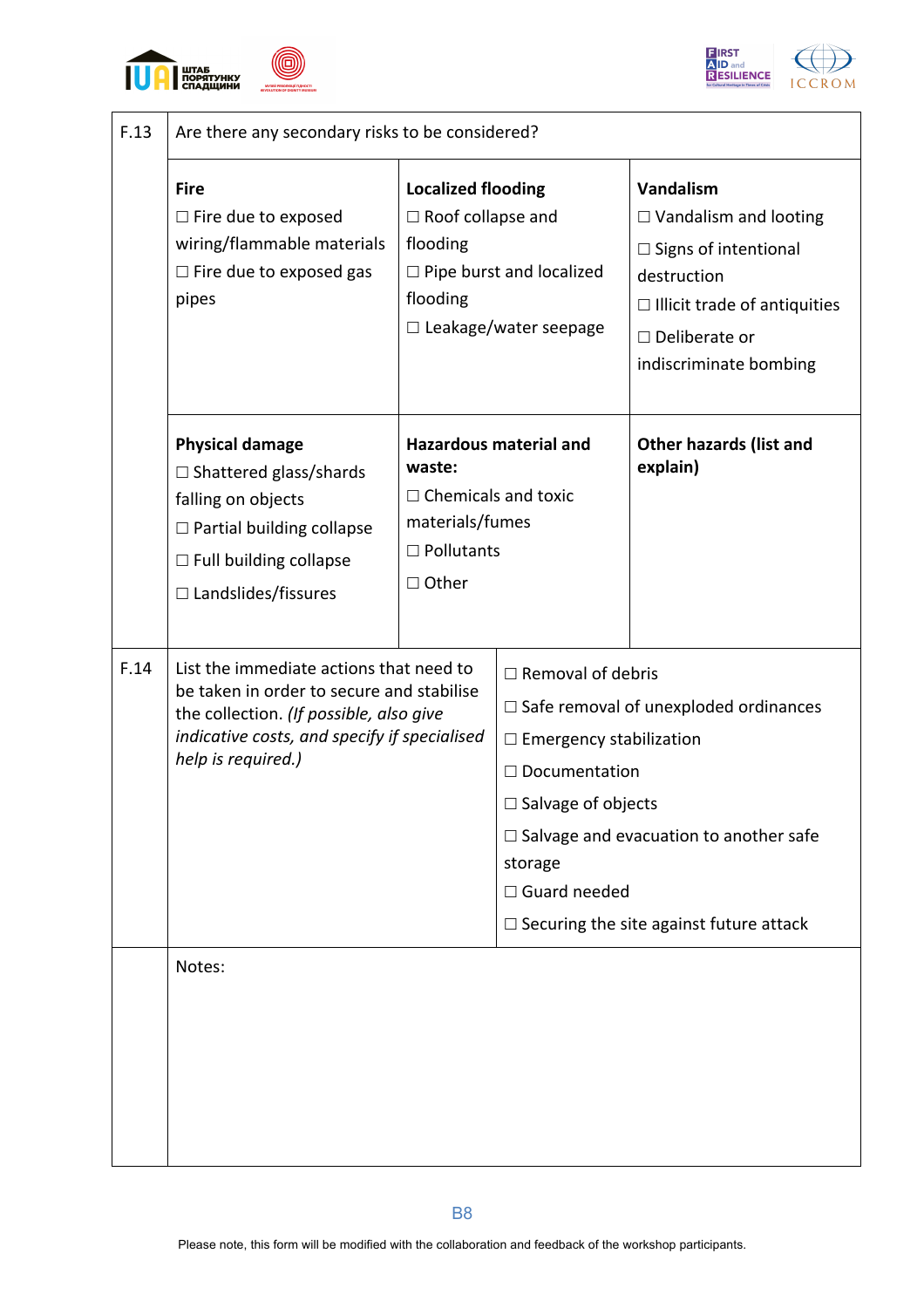| | | | |
|---|---|---|---|
| F.13 | Are there any secondary risks to be considered? | | |
| | **Fire**<br>☐ Fire due to exposed wiring/flammable materials<br>☐ Fire due to exposed gas pipes | **Localized flooding**<br>☐ Roof collapse and flooding<br>☐ Pipe burst and localized flooding<br>☐ Leakage/water seepage | **Vandalism**<br>☐ Vandalism and looting<br>☐ Signs of intentional destruction<br>☐ Illicit trade of antiquities<br>☐ Deliberate or indiscriminate bombing |
| | **Physical damage**<br>☐ Shattered glass/shards falling on objects<br>☐ Partial building collapse<br>☐ Full building collapse<br>☐ Landslides/fissures | **Hazardous material and waste:**<br>☐ Chemicals and toxic materials/fumes<br>☐ Pollutants<br>☐ Other | **Other hazards (list and explain)** |
| F.14 | List the immediate actions that need to be taken in order to secure and stabilise the collection. *(If possible, also give indicative costs, and specify if specialised help is required.)* | ☐ Removal of debris<br>☐ Safe removal of unexploded ordinances<br>☐ Emergency stabilization<br>☐ Documentation<br>☐ Salvage of objects<br>☐ Salvage and evacuation to another safe storage<br>☐ Guard needed<br>☐ Securing the site against future attack | |
| | Notes: | | |

Please note, this form will be modified with the collaboration and feedback of the workshop participants.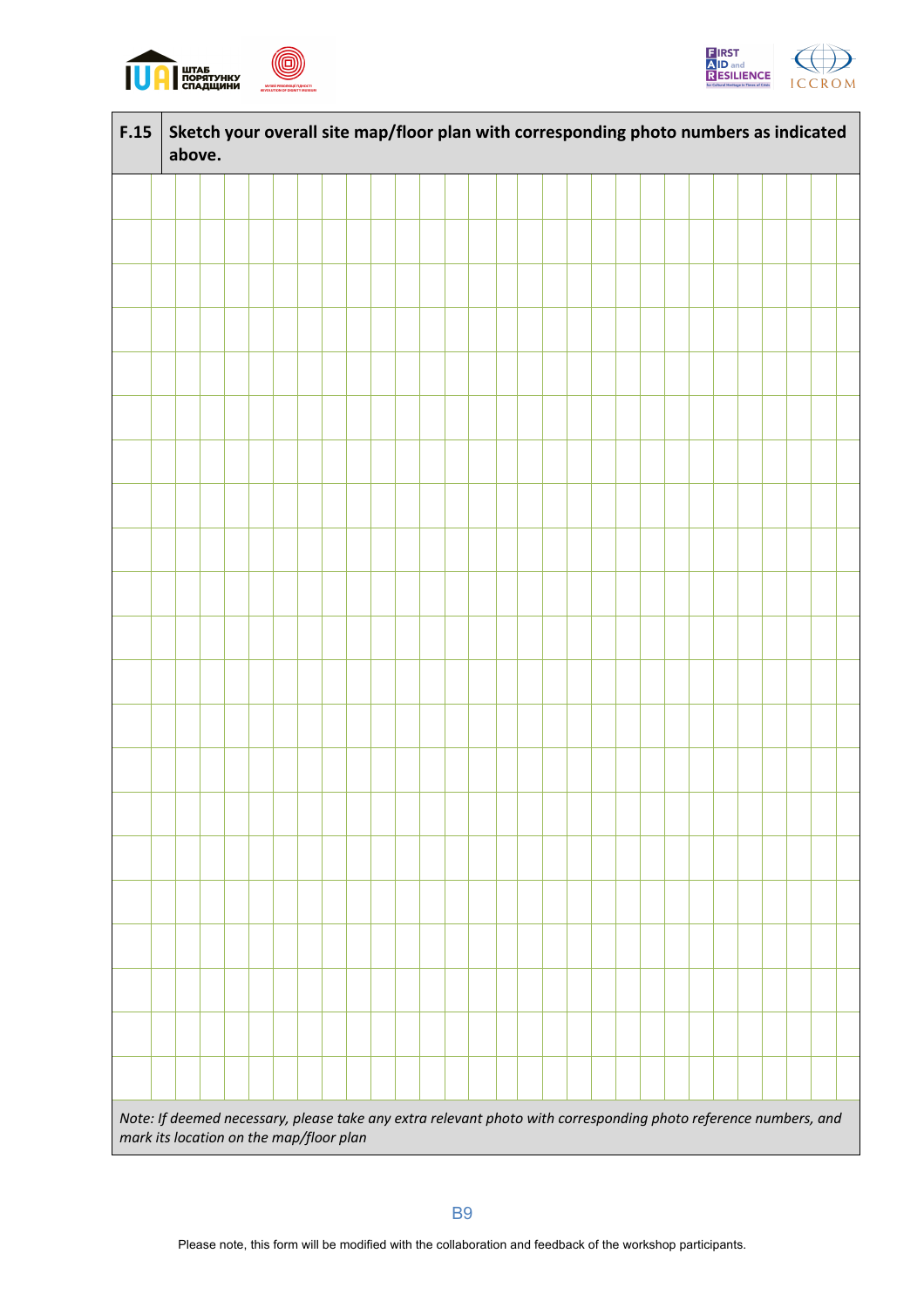| F.15 | Sketch your overall site map/floor plan with corresponding photo numbers as indicated above. |
| --- | --- |
| | |

*Note: If deemed necessary, please take any extra relevant photo with corresponding photo reference numbers, and mark its location on the map/floor plan*

B9

Please note, this form will be modified with the collaboration and feedback of the workshop participants.